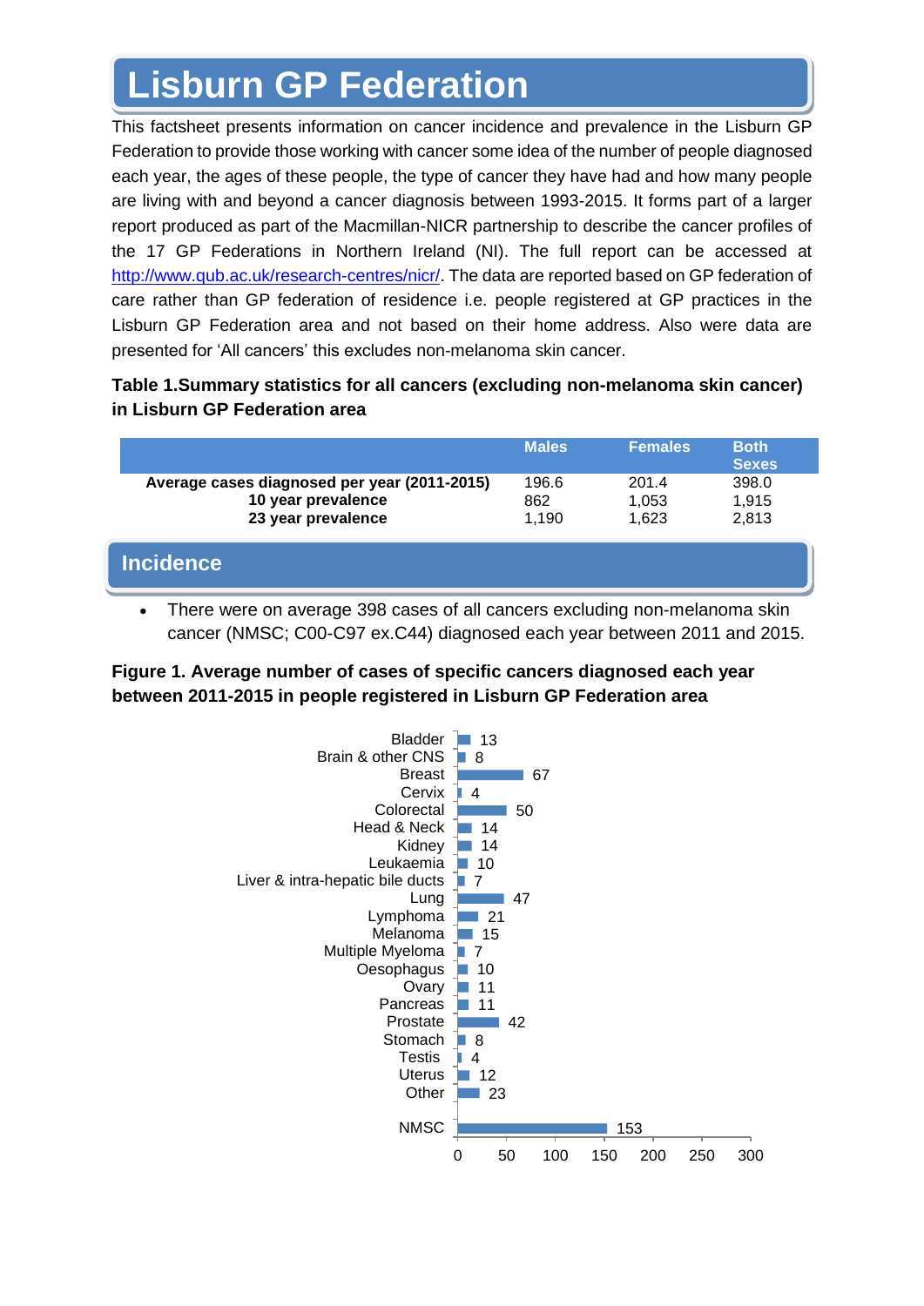# Lisburn GP Federation

This factsheet presents information on cancer incidence and prevalence in the Lisburn GP Federation to provide those working with cancer some idea of the number of people diagnosed each year, the ages of these people, the type of cancer they have had and how many people are living with and beyond a cancer diagnosis between 1993-2015. It forms part of a larger report produced as part of the Macmillan-NICR partnership to describe the cancer profiles of the 17 GP Federations in Northern Ireland (NI). The full report can be accessed at http://www.qub.ac.uk/research-centres/nicr/. The data are reported based on GP federation of care rather than GP federation of residence i.e. people registered at GP practices in the Lisburn GP Federation area and not based on their home address. Also were data are presented for 'All cancers' this excludes non-melanoma skin cancer.

**Table 1.Summary statistics for all cancers (excluding non-melanoma skin cancer) in Lisburn GP Federation area**

| | Males | Females | Both Sexes |
|---|---|---|---|
| **Average cases diagnosed per year (2011-2015)** | 196.6 | 201.4 | 398.0 |
| **10 year prevalence** | 862 | 1,053 | 1,915 |
| **23 year prevalence** | 1,190 | 1,623 | 2,813 |

## Incidence

- There were on average 398 cases of all cancers excluding non-melanoma skin cancer (NMSC; C00-C97 ex.C44) diagnosed each year between 2011 and 2015.

**Figure 1. Average number of cases of specific cancers diagnosed each year between 2011-2015 in people registered in Lisburn GP Federation area**

| Cancer | Average cases |
|---|---|
| Bladder | 13 |
| Brain & other CNS | 8 |
| Breast | 67 |
| Cervix | 4 |
| Colorectal | 50 |
| Head & Neck | 14 |
| Kidney | 14 |
| Leukaemia | 10 |
| Liver & intra-hepatic bile ducts | 7 |
| Lung | 47 |
| Lymphoma | 21 |
| Melanoma | 15 |
| Multiple Myeloma | 7 |
| Oesophagus | 10 |
| Ovary | 11 |
| Pancreas | 11 |
| Prostate | 42 |
| Stomach | 8 |
| Testis | 4 |
| Uterus | 12 |
| Other | 23 |
| NMSC | 153 |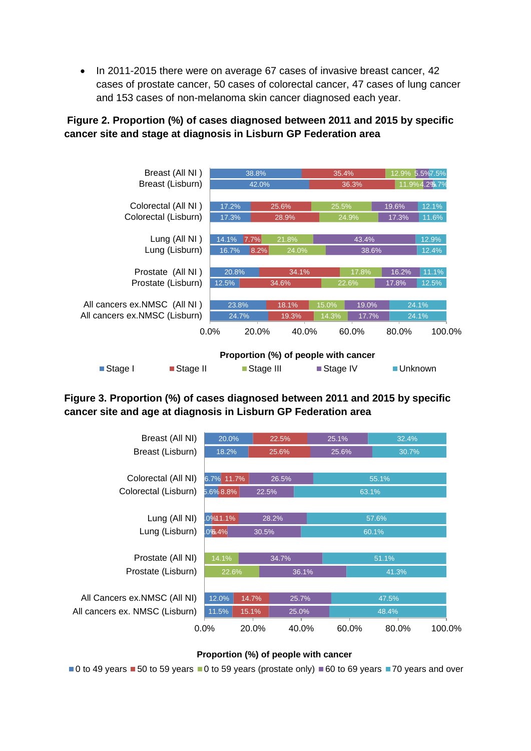- In 2011-2015 there were on average 67 cases of invasive breast cancer, 42 cases of prostate cancer, 50 cases of colorectal cancer, 47 cases of lung cancer and 153 cases of non-melanoma skin cancer diagnosed each year.

**Figure 2. Proportion (%) of cases diagnosed between 2011 and 2015 by specific cancer site and stage at diagnosis in Lisburn GP Federation area**

Proportion (%) of people with cancer

| | Stage I | Stage II | Stage III | Stage IV | Unknown |
|---|---|---|---|---|---|
| Breast (All NI ) | 38.8% | 35.4% | 12.9% | 5.5% | 7.5% |
| Breast (Lisburn) | 42.0% | 36.3% | 11.9% | 4.2% | 5.7% |
| Colorectal (All NI ) | 17.2% | 25.6% | 25.5% | 19.6% | 12.1% |
| Colorectal (Lisburn) | 17.3% | 28.9% | 24.9% | 17.3% | 11.6% |
| Lung (All NI ) | 14.1% | 7.7% | 21.8% | 43.4% | 12.9% |
| Lung (Lisburn) | 16.7% | 8.2% | 24.0% | 38.6% | 12.4% |
| Prostate (All NI ) | 20.8% | 34.1% | 17.8% | 16.2% | 11.1% |
| Prostate (Lisburn) | 12.5% | 34.6% | 22.6% | 17.8% | 12.5% |
| All cancers ex.NMSC (All NI ) | 23.8% | 18.1% | 15.0% | 19.0% | 24.1% |
| All cancers ex.NMSC (Lisburn) | 24.7% | 19.3% | 14.3% | 17.7% | 24.1% |

**Figure 3. Proportion (%) of cases diagnosed between 2011 and 2015 by specific cancer site and age at diagnosis in Lisburn GP Federation area**

Proportion (%) of people with cancer

| | 0 to 49 years | 50 to 59 years | 0 to 59 years (prostate only) | 60 to 69 years | 70 years and over |
|---|---|---|---|---|---|
| Breast (All NI) | 20.0% | 22.5% | | 25.1% | 32.4% |
| Breast (Lisburn) | 18.2% | 25.6% | | 25.6% | 30.7% |
| Colorectal (All NI) | 6.7% | 11.7% | | 26.5% | 55.1% |
| Colorectal (Lisburn) | 5.6% | 8.8% | | 22.5% | 63.1% |
| Lung (All NI) | 3.0% | 11.1% | | 28.2% | 57.6% |
| Lung (Lisburn) | 3.0% | 6.4% | | 30.5% | 60.1% |
| Prostate (All NI) | | | 14.1% | 34.7% | 51.1% |
| Prostate (Lisburn) | | | 22.6% | 36.1% | 41.3% |
| All Cancers ex.NMSC (All NI) | 12.0% | 14.7% | | 25.7% | 47.5% |
| All cancers ex. NMSC (Lisburn) | 11.5% | 15.1% | | 25.0% | 48.4% |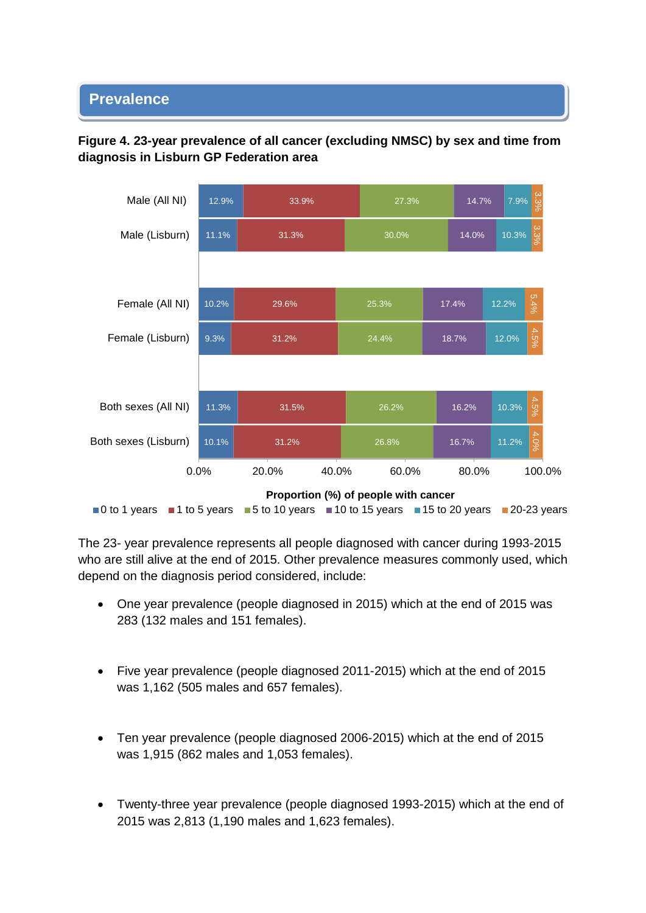## Prevalence

**Figure 4. 23-year prevalence of all cancer (excluding NMSC) by sex and time from diagnosis in Lisburn GP Federation area**

| | 0 to 1 years | 1 to 5 years | 5 to 10 years | 10 to 15 years | 15 to 20 years | 20-23 years |
|---|---|---|---|---|---|---|
| Male (All NI) | 12.9% | 33.9% | 27.3% | 14.7% | 7.9% | 3.3% |
| Male (Lisburn) | 11.1% | 31.3% | 30.0% | 14.0% | 10.3% | 3.3% |
| Female (All NI) | 10.2% | 29.6% | 25.3% | 17.4% | 12.2% | 5.4% |
| Female (Lisburn) | 9.3% | 31.2% | 24.4% | 18.7% | 12.0% | 4.5% |
| Both sexes (All NI) | 11.3% | 31.5% | 26.2% | 16.2% | 10.3% | 4.5% |
| Both sexes (Lisburn) | 10.1% | 31.2% | 26.8% | 16.7% | 11.2% | 4.0% |

Proportion (%) of people with cancer

The 23- year prevalence represents all people diagnosed with cancer during 1993-2015 who are still alive at the end of 2015. Other prevalence measures commonly used, which depend on the diagnosis period considered, include:

- One year prevalence (people diagnosed in 2015) which at the end of 2015 was 283 (132 males and 151 females).
- Five year prevalence (people diagnosed 2011-2015) which at the end of 2015 was 1,162 (505 males and 657 females).
- Ten year prevalence (people diagnosed 2006-2015) which at the end of 2015 was 1,915 (862 males and 1,053 females).
- Twenty-three year prevalence (people diagnosed 1993-2015) which at the end of 2015 was 2,813 (1,190 males and 1,623 females).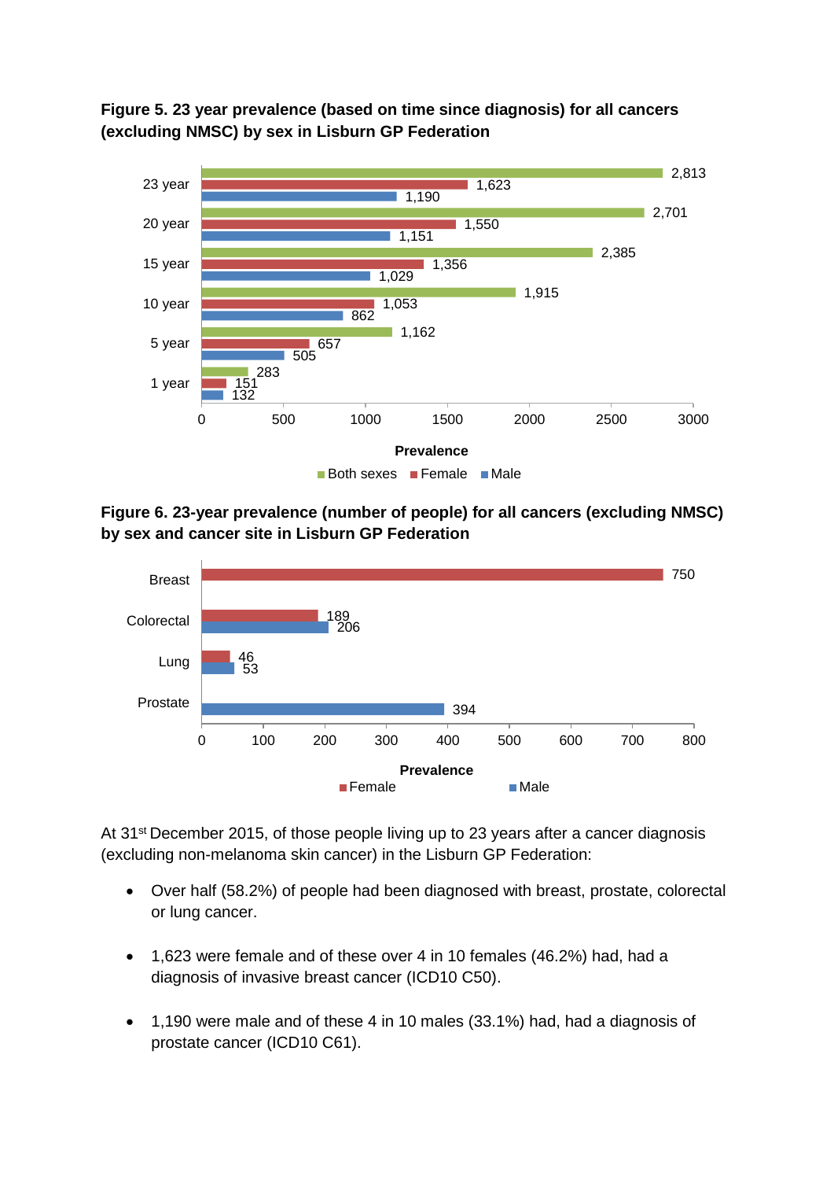**Figure 5. 23 year prevalence (based on time since diagnosis) for all cancers (excluding NMSC) by sex in Lisburn GP Federation**

| | Both sexes | Female | Male |
|---|---|---|---|
| 23 year | 2,813 | 1,623 | 1,190 |
| 20 year | 2,701 | 1,550 | 1,151 |
| 15 year | 2,385 | 1,356 | 1,029 |
| 10 year | 1,915 | 1,053 | 862 |
| 5 year | 1,162 | 657 | 505 |
| 1 year | 283 | 151 | 132 |

**Figure 6. 23-year prevalence (number of people) for all cancers (excluding NMSC) by sex and cancer site in Lisburn GP Federation**

| | Female | Male |
|---|---|---|
| Breast | 750 | |
| Colorectal | 189 | 206 |
| Lung | 46 | 53 |
| Prostate | | 394 |

At 31st December 2015, of those people living up to 23 years after a cancer diagnosis (excluding non-melanoma skin cancer) in the Lisburn GP Federation:

- Over half (58.2%) of people had been diagnosed with breast, prostate, colorectal or lung cancer.
- 1,623 were female and of these over 4 in 10 females (46.2%) had, had a diagnosis of invasive breast cancer (ICD10 C50).
- 1,190 were male and of these 4 in 10 males (33.1%) had, had a diagnosis of prostate cancer (ICD10 C61).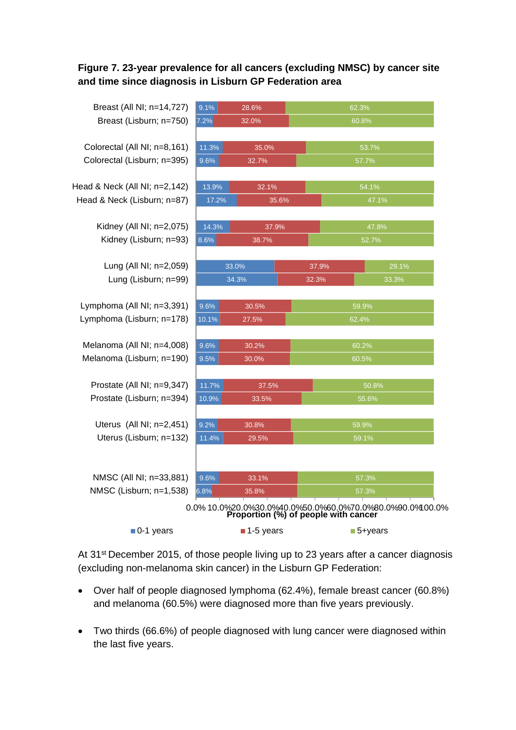**Figure 7. 23-year prevalence for all cancers (excluding NMSC) by cancer site and time since diagnosis in Lisburn GP Federation area**

| Cancer site | 0-1 years | 1-5 years | 5+years |
|---|---|---|---|
| Breast (All NI; n=14,727) | 9.1% | 28.6% | 62.3% |
| Breast (Lisburn; n=750) | 7.2% | 32.0% | 60.8% |
| Colorectal (All NI; n=8,161) | 11.3% | 35.0% | 53.7% |
| Colorectal (Lisburn; n=395) | 9.6% | 32.7% | 57.7% |
| Head & Neck (All NI; n=2,142) | 13.9% | 32.1% | 54.1% |
| Head & Neck (Lisburn; n=87) | 17.2% | 35.6% | 47.1% |
| Kidney (All NI; n=2,075) | 14.3% | 37.9% | 47.8% |
| Kidney (Lisburn; n=93) | 8.6% | 38.7% | 52.7% |
| Lung (All NI; n=2,059) | 33.0% | 37.9% | 29.1% |
| Lung (Lisburn; n=99) | 34.3% | 32.3% | 33.3% |
| Lymphoma (All NI; n=3,391) | 9.6% | 30.5% | 59.9% |
| Lymphoma (Lisburn; n=178) | 10.1% | 27.5% | 62.4% |
| Melanoma (All NI; n=4,008) | 9.6% | 30.2% | 60.2% |
| Melanoma (Lisburn; n=190) | 9.5% | 30.0% | 60.5% |
| Prostate (All NI; n=9,347) | 11.7% | 37.5% | 50.8% |
| Prostate (Lisburn; n=394) | 10.9% | 33.5% | 55.6% |
| Uterus (All NI; n=2,451) | 9.2% | 30.8% | 59.9% |
| Uterus (Lisburn; n=132) | 11.4% | 29.5% | 59.1% |
| NMSC (All NI; n=33,881) | 9.6% | 33.1% | 57.3% |
| NMSC (Lisburn; n=1,538) | 6.8% | 35.8% | 57.3% |

Proportion (%) of people with cancer

At 31st December 2015, of those people living up to 23 years after a cancer diagnosis (excluding non-melanoma skin cancer) in the Lisburn GP Federation:

- Over half of people diagnosed lymphoma (62.4%), female breast cancer (60.8%) and melanoma (60.5%) were diagnosed more than five years previously.
- Two thirds (66.6%) of people diagnosed with lung cancer were diagnosed within the last five years.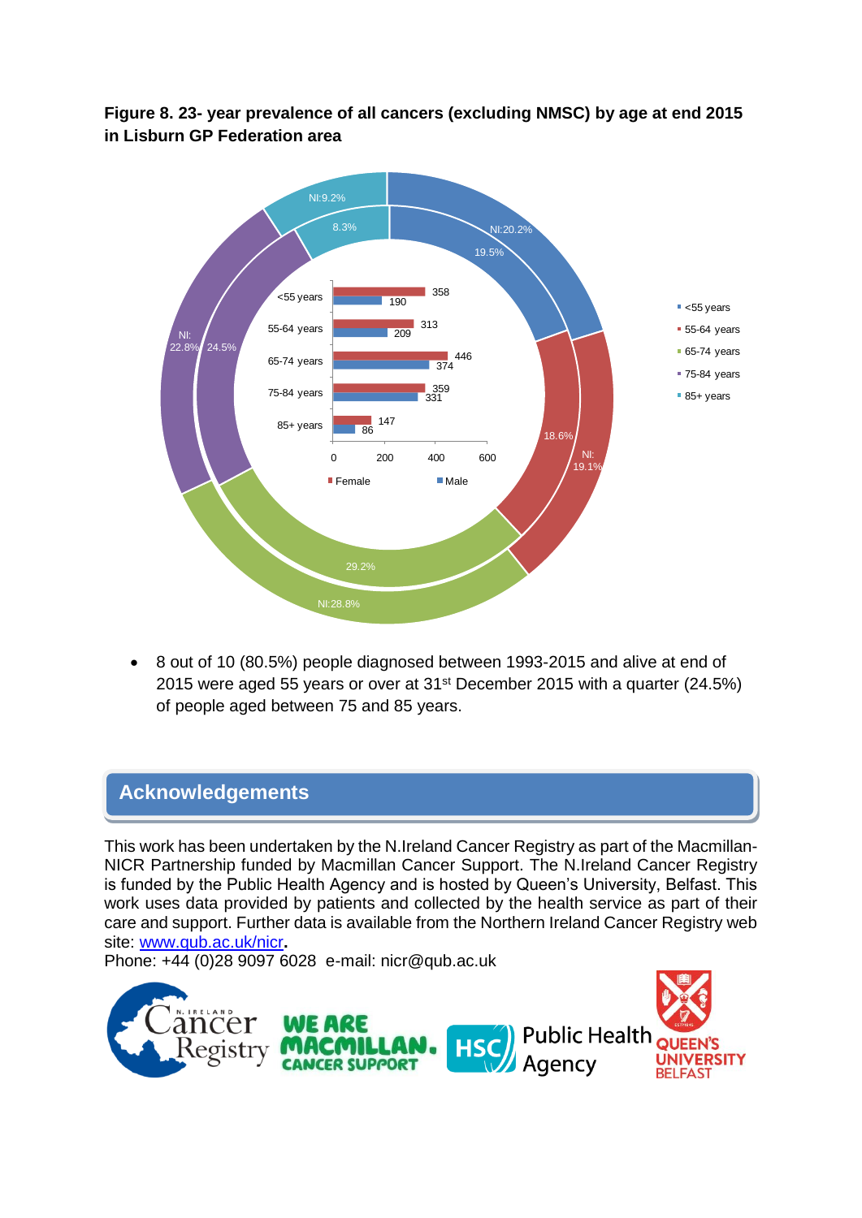**Figure 8. 23- year prevalence of all cancers (excluding NMSC) by age at end 2015 in Lisburn GP Federation area**

NI:9.2%
8.3%
NI:20.2%
19.5%
NI: 22.8%
24.5%
18.6%
NI: 19.1%
29.2%
NI:28.8%

<55 years 358 190
55-64 years 313 209
65-74 years 446 374
75-84 years 359 331
85+ years 147 86

0 200 400 600

Female
Male

<55 years
55-64 years
65-74 years
75-84 years
85+ years

- 8 out of 10 (80.5%) people diagnosed between 1993-2015 and alive at end of 2015 were aged 55 years or over at 31st December 2015 with a quarter (24.5%) of people aged between 75 and 85 years.

## Acknowledgements

This work has been undertaken by the N.Ireland Cancer Registry as part of the Macmillan-NICR Partnership funded by Macmillan Cancer Support. The N.Ireland Cancer Registry is funded by the Public Health Agency and is hosted by Queen's University, Belfast. This work uses data provided by patients and collected by the health service as part of their care and support. Further data is available from the Northern Ireland Cancer Registry web site: [www.qub.ac.uk/nicr](http://www.qub.ac.uk/nicr).
Phone: +44 (0)28 9097 6028 e-mail: nicr@qub.ac.uk

N. IRELAND Cancer Registry WE ARE MACMILLAN. CANCER SUPPORT HSC Public Health Agency QUEEN'S UNIVERSITY BELFAST